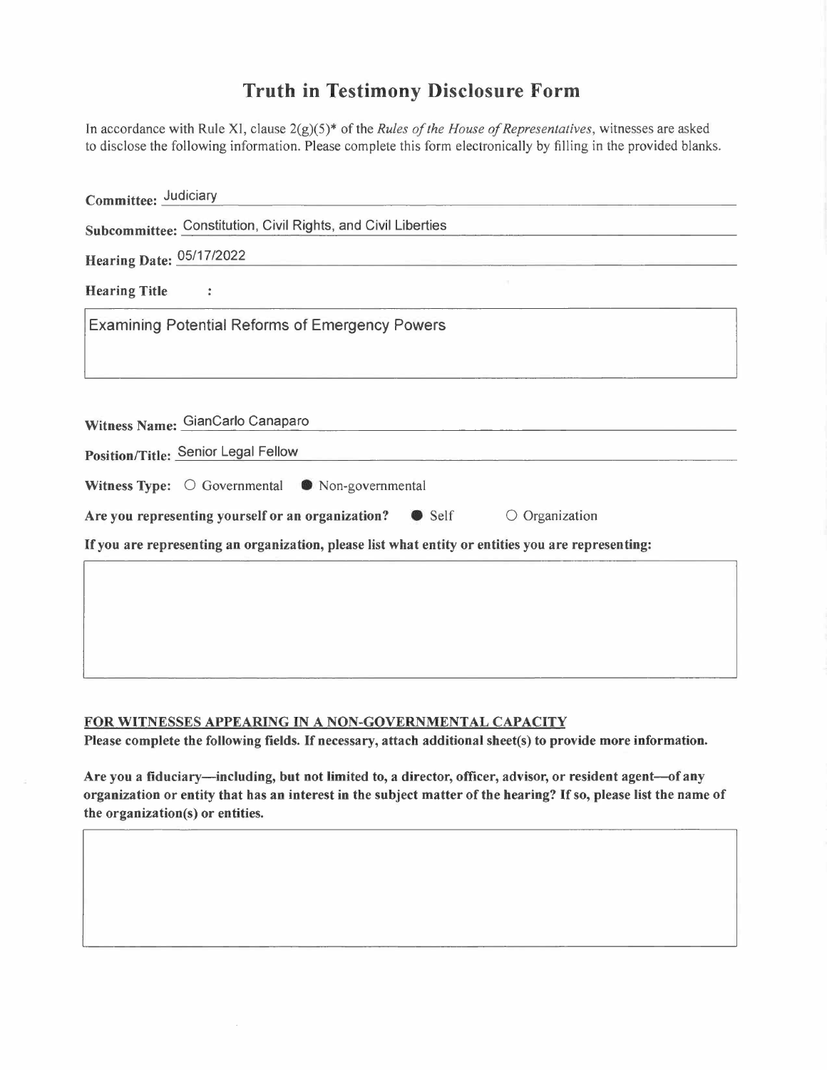# Truth in Testimony Disclosure Form

In accordance with Rule XI, clause 2(g)(5)* of the *Rules of the House of Representatives*, witnesses are asked to disclose the following information. Please complete this form electronically by filling in the provided blanks.

**Committee:** Judiciary

**Subcommittee:** Constitution, Civil Rights, and Civil Liberties

**Hearing Date:** 05/17/2022

**Hearing Title :**

Examining Potential Reforms of Emergency Powers

**Witness Name:** GianCarlo Canaparo

**Position/Title:** Senior Legal Fellow

**Witness Type:** ○ Governmental ● Non-governmental

**Are you representing yourself or an organization?** ● Self ○ Organization

**If you are representing an organization, please list what entity or entities you are representing:**

## FOR WITNESSES APPEARING IN A NON-GOVERNMENTAL CAPACITY

**Please complete the following fields. If necessary, attach additional sheet(s) to provide more information.**

**Are you a fiduciary—including, but not limited to, a director, officer, advisor, or resident agent—of any organization or entity that has an interest in the subject matter of the hearing? If so, please list the name of the organization(s) or entities.**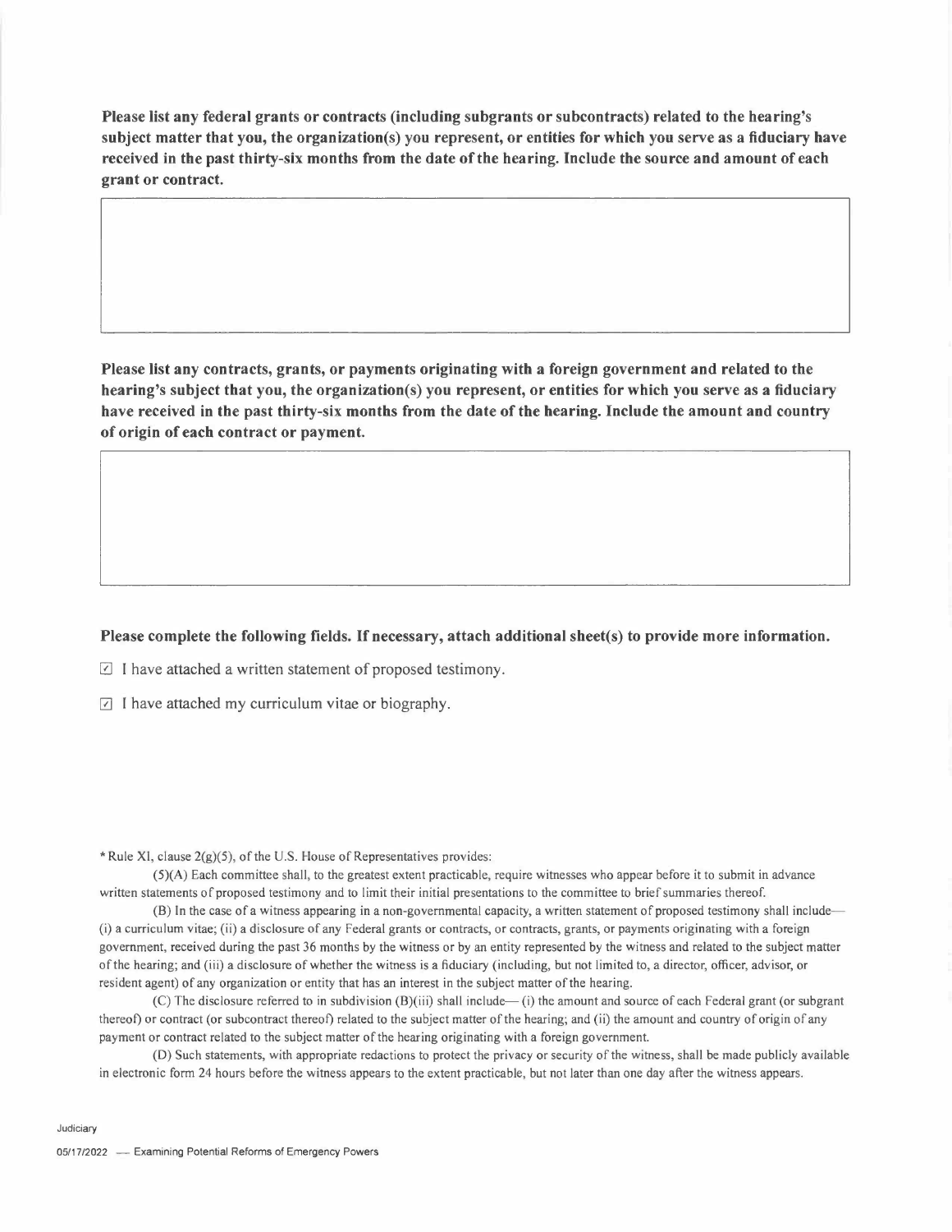**Please list any federal grants or contracts (including subgrants or subcontracts) related to the hearing's subject matter that you, the organization(s) you represent, or entities for which you serve as a fiduciary have received in the past thirty-six months from the date of the hearing. Include the source and amount of each grant or contract.**

**Please list any contracts, grants, or payments originating with a foreign government and related to the hearing's subject that you, the organization(s) you represent, or entities for which you serve as a fiduciary have received in the past thirty-six months from the date of the hearing. Include the amount and country of origin of each contract or payment.**

**Please complete the following fields. If necessary, attach additional sheet(s) to provide more information.**

☑ I have attached a written statement of proposed testimony.

☑ I have attached my curriculum vitae or biography.

* Rule XI, clause 2(g)(5), of the U.S. House of Representatives provides:

(5)(A) Each committee shall, to the greatest extent practicable, require witnesses who appear before it to submit in advance written statements of proposed testimony and to limit their initial presentations to the committee to brief summaries thereof.

(B) In the case of a witness appearing in a non-governmental capacity, a written statement of proposed testimony shall include— (i) a curriculum vitae; (ii) a disclosure of any Federal grants or contracts, or contracts, grants, or payments originating with a foreign government, received during the past 36 months by the witness or by an entity represented by the witness and related to the subject matter of the hearing; and (iii) a disclosure of whether the witness is a fiduciary (including, but not limited to, a director, officer, advisor, or resident agent) of any organization or entity that has an interest in the subject matter of the hearing.

(C) The disclosure referred to in subdivision (B)(iii) shall include— (i) the amount and source of each Federal grant (or subgrant thereof) or contract (or subcontract thereof) related to the subject matter of the hearing; and (ii) the amount and country of origin of any payment or contract related to the subject matter of the hearing originating with a foreign government.

(D) Such statements, with appropriate redactions to protect the privacy or security of the witness, shall be made publicly available in electronic form 24 hours before the witness appears to the extent practicable, but not later than one day after the witness appears.

Judiciary

05/17/2022 — Examining Potential Reforms of Emergency Powers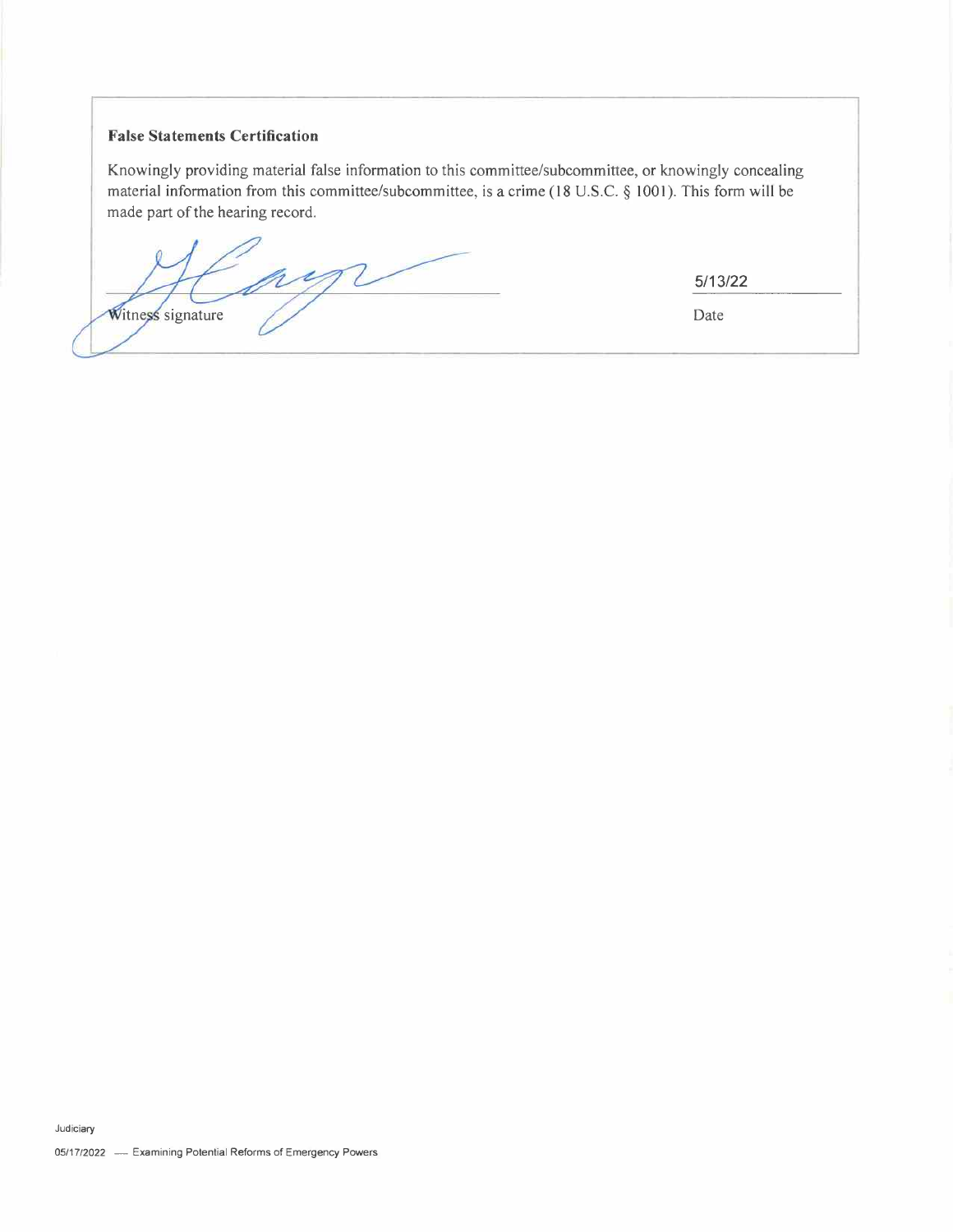**False Statements Certification**

Knowingly providing material false information to this committee/subcommittee, or knowingly concealing material information from this committee/subcommittee, is a crime (18 U.S.C. § 1001). This form will be made part of the hearing record.

Witness signature

5/13/22

Date

Judiciary

05/17/2022 — Examining Potential Reforms of Emergency Powers